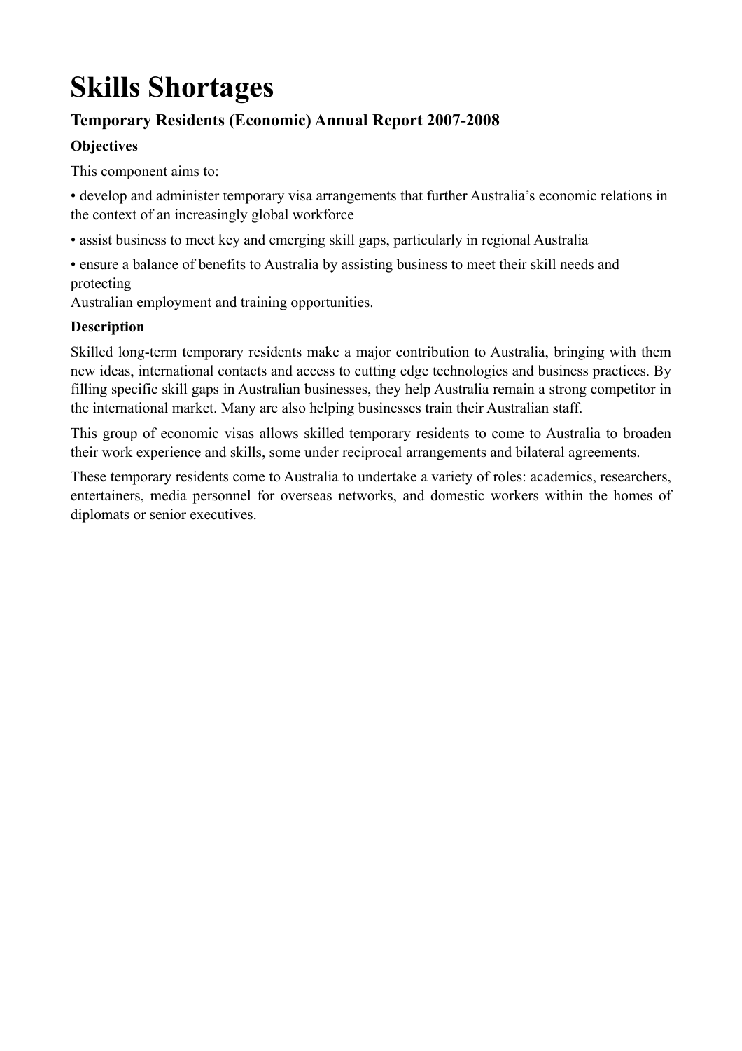# Skills Shortages

## Temporary Residents (Economic) Annual Report 2007-2008

### Objectives

This component aims to:

- develop and administer temporary visa arrangements that further Australia's economic relations in the context of an increasingly global workforce
- assist business to meet key and emerging skill gaps, particularly in regional Australia
- ensure a balance of benefits to Australia by assisting business to meet their skill needs and protecting
Australian employment and training opportunities.

### Description

Skilled long-term temporary residents make a major contribution to Australia, bringing with them new ideas, international contacts and access to cutting edge technologies and business practices. By filling specific skill gaps in Australian businesses, they help Australia remain a strong competitor in the international market. Many are also helping businesses train their Australian staff.

This group of economic visas allows skilled temporary residents to come to Australia to broaden their work experience and skills, some under reciprocal arrangements and bilateral agreements.

These temporary residents come to Australia to undertake a variety of roles: academics, researchers, entertainers, media personnel for overseas networks, and domestic workers within the homes of diplomats or senior executives.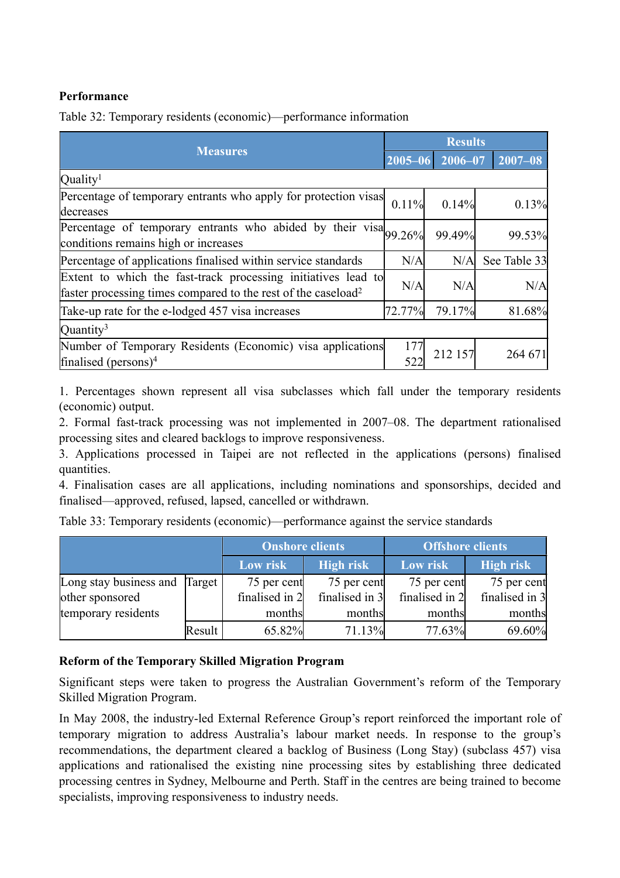**Performance**

Table 32: Temporary residents (economic)—performance information

| Measures | Results | | |
|---|---|---|---|
| | 2005–06 | 2006–07 | 2007–08 |
| Quality[1] | | | |
| Percentage of temporary entrants who apply for protection visas decreases | 0.11% | 0.14% | 0.13% |
| Percentage of temporary entrants who abided by their visa conditions remains high or increases | 99.26% | 99.49% | 99.53% |
| Percentage of applications finalised within service standards | N/A | N/A | See Table 33 |
| Extent to which the fast-track processing initiatives lead to faster processing times compared to the rest of the caseload[2] | N/A | N/A | N/A |
| Take-up rate for the e-lodged 457 visa increases | 72.77% | 79.17% | 81.68% |
| Quantity[3] | | | |
| Number of Temporary Residents (Economic) visa applications finalised (persons)[4] | 177 522 | 212 157 | 264 671 |

1. Percentages shown represent all visa subclasses which fall under the temporary residents (economic) output.
2. Formal fast-track processing was not implemented in 2007–08. The department rationalised processing sites and cleared backlogs to improve responsiveness.
3. Applications processed in Taipei are not reflected in the applications (persons) finalised quantities.
4. Finalisation cases are all applications, including nominations and sponsorships, decided and finalised—approved, refused, lapsed, cancelled or withdrawn.

Table 33: Temporary residents (economic)—performance against the service standards

| | | Onshore clients | | Offshore clients | |
|---|---|---|---|---|---|
| | | Low risk | High risk | Low risk | High risk |
| Long stay business and other sponsored temporary residents | Target | 75 per cent finalised in 2 months | 75 per cent finalised in 3 months | 75 per cent finalised in 2 months | 75 per cent finalised in 3 months |
| | Result | 65.82% | 71.13% | 77.63% | 69.60% |

**Reform of the Temporary Skilled Migration Program**

Significant steps were taken to progress the Australian Government's reform of the Temporary Skilled Migration Program.

In May 2008, the industry-led External Reference Group's report reinforced the important role of temporary migration to address Australia's labour market needs. In response to the group's recommendations, the department cleared a backlog of Business (Long Stay) (subclass 457) visa applications and rationalised the existing nine processing sites by establishing three dedicated processing centres in Sydney, Melbourne and Perth. Staff in the centres are being trained to become specialists, improving responsiveness to industry needs.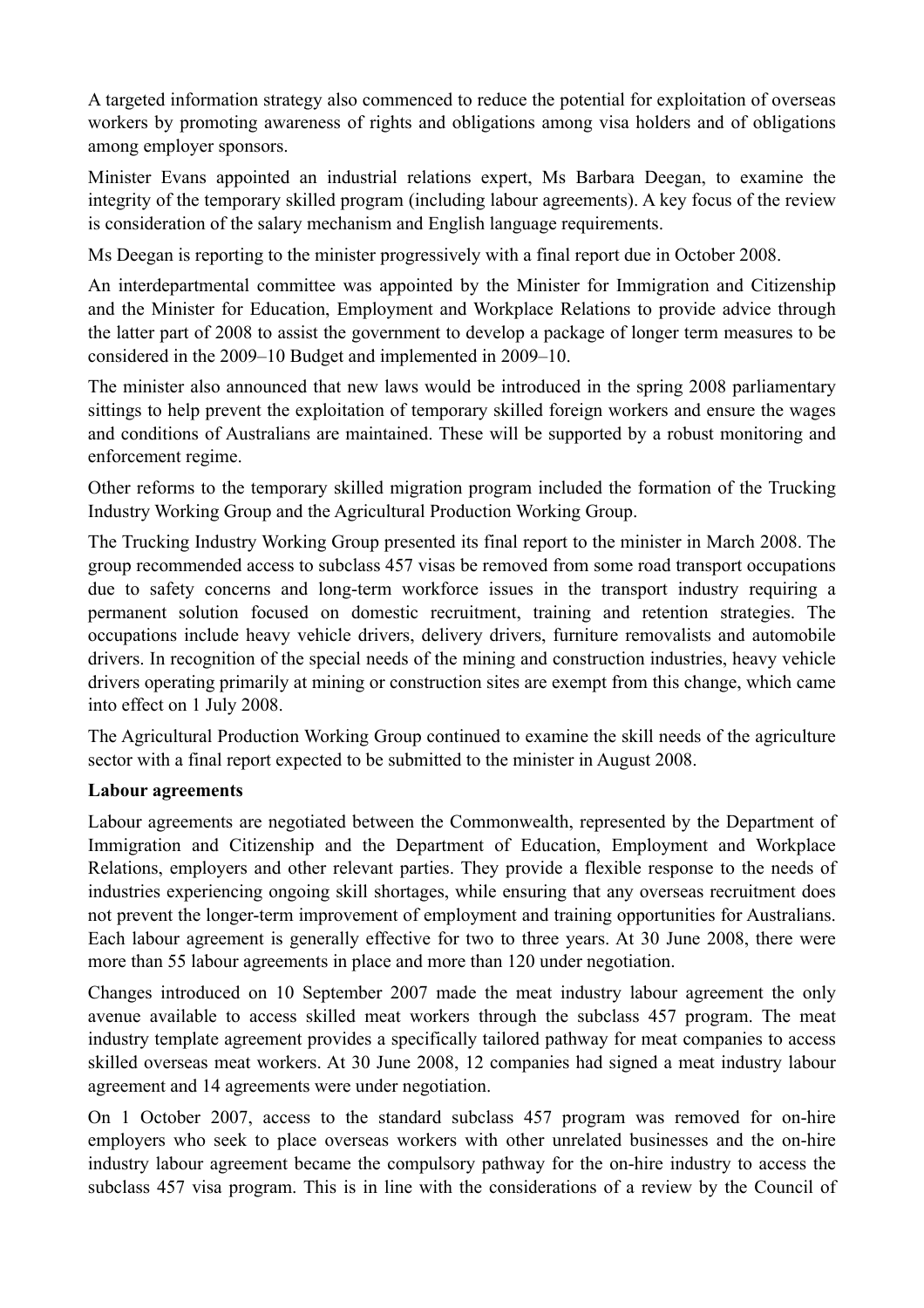A targeted information strategy also commenced to reduce the potential for exploitation of overseas workers by promoting awareness of rights and obligations among visa holders and of obligations among employer sponsors.

Minister Evans appointed an industrial relations expert, Ms Barbara Deegan, to examine the integrity of the temporary skilled program (including labour agreements). A key focus of the review is consideration of the salary mechanism and English language requirements.

Ms Deegan is reporting to the minister progressively with a final report due in October 2008.

An interdepartmental committee was appointed by the Minister for Immigration and Citizenship and the Minister for Education, Employment and Workplace Relations to provide advice through the latter part of 2008 to assist the government to develop a package of longer term measures to be considered in the 2009–10 Budget and implemented in 2009–10.

The minister also announced that new laws would be introduced in the spring 2008 parliamentary sittings to help prevent the exploitation of temporary skilled foreign workers and ensure the wages and conditions of Australians are maintained. These will be supported by a robust monitoring and enforcement regime.

Other reforms to the temporary skilled migration program included the formation of the Trucking Industry Working Group and the Agricultural Production Working Group.

The Trucking Industry Working Group presented its final report to the minister in March 2008. The group recommended access to subclass 457 visas be removed from some road transport occupations due to safety concerns and long-term workforce issues in the transport industry requiring a permanent solution focused on domestic recruitment, training and retention strategies. The occupations include heavy vehicle drivers, delivery drivers, furniture removalists and automobile drivers. In recognition of the special needs of the mining and construction industries, heavy vehicle drivers operating primarily at mining or construction sites are exempt from this change, which came into effect on 1 July 2008.

The Agricultural Production Working Group continued to examine the skill needs of the agriculture sector with a final report expected to be submitted to the minister in August 2008.

**Labour agreements**

Labour agreements are negotiated between the Commonwealth, represented by the Department of Immigration and Citizenship and the Department of Education, Employment and Workplace Relations, employers and other relevant parties. They provide a flexible response to the needs of industries experiencing ongoing skill shortages, while ensuring that any overseas recruitment does not prevent the longer-term improvement of employment and training opportunities for Australians. Each labour agreement is generally effective for two to three years. At 30 June 2008, there were more than 55 labour agreements in place and more than 120 under negotiation.

Changes introduced on 10 September 2007 made the meat industry labour agreement the only avenue available to access skilled meat workers through the subclass 457 program. The meat industry template agreement provides a specifically tailored pathway for meat companies to access skilled overseas meat workers. At 30 June 2008, 12 companies had signed a meat industry labour agreement and 14 agreements were under negotiation.

On 1 October 2007, access to the standard subclass 457 program was removed for on-hire employers who seek to place overseas workers with other unrelated businesses and the on-hire industry labour agreement became the compulsory pathway for the on-hire industry to access the subclass 457 visa program. This is in line with the considerations of a review by the Council of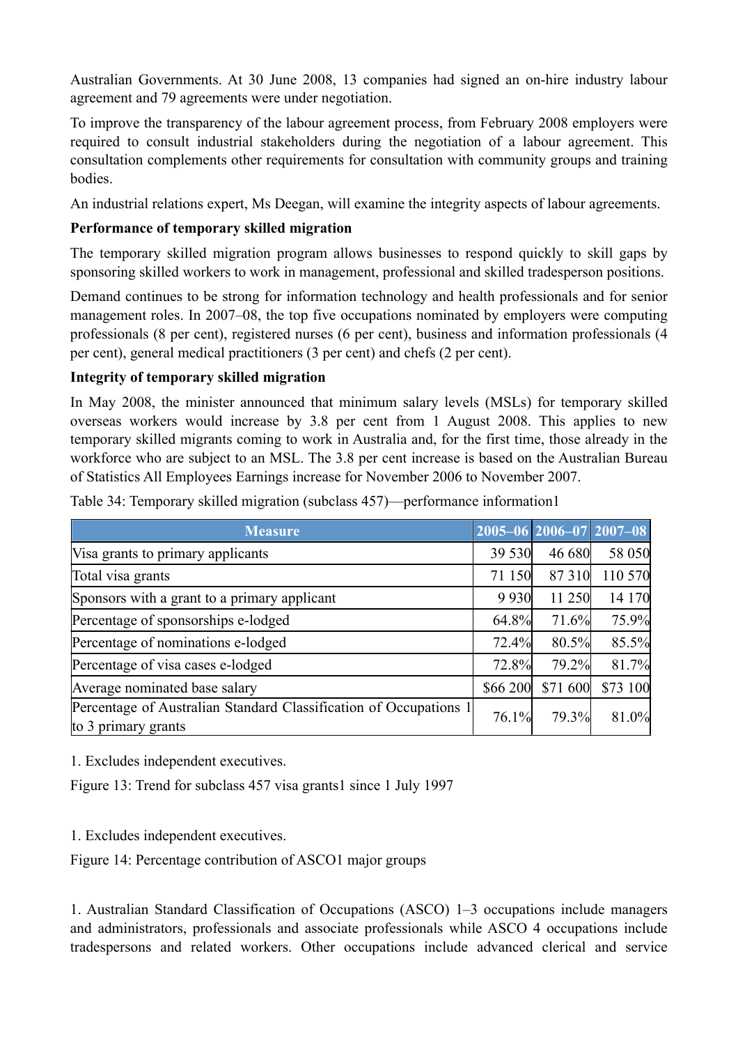Australian Governments. At 30 June 2008, 13 companies had signed an on-hire industry labour agreement and 79 agreements were under negotiation.

To improve the transparency of the labour agreement process, from February 2008 employers were required to consult industrial stakeholders during the negotiation of a labour agreement. This consultation complements other requirements for consultation with community groups and training bodies.

An industrial relations expert, Ms Deegan, will examine the integrity aspects of labour agreements.

**Performance of temporary skilled migration**

The temporary skilled migration program allows businesses to respond quickly to skill gaps by sponsoring skilled workers to work in management, professional and skilled tradesperson positions.

Demand continues to be strong for information technology and health professionals and for senior management roles. In 2007–08, the top five occupations nominated by employers were computing professionals (8 per cent), registered nurses (6 per cent), business and information professionals (4 per cent), general medical practitioners (3 per cent) and chefs (2 per cent).

**Integrity of temporary skilled migration**

In May 2008, the minister announced that minimum salary levels (MSLs) for temporary skilled overseas workers would increase by 3.8 per cent from 1 August 2008. This applies to new temporary skilled migrants coming to work in Australia and, for the first time, those already in the workforce who are subject to an MSL. The 3.8 per cent increase is based on the Australian Bureau of Statistics All Employees Earnings increase for November 2006 to November 2007.

Table 34: Temporary skilled migration (subclass 457)—performance information1

| Measure | 2005–06 | 2006–07 | 2007–08 |
|---|---|---|---|
| Visa grants to primary applicants | 39 530 | 46 680 | 58 050 |
| Total visa grants | 71 150 | 87 310 | 110 570 |
| Sponsors with a grant to a primary applicant | 9 930 | 11 250 | 14 170 |
| Percentage of sponsorships e-lodged | 64.8% | 71.6% | 75.9% |
| Percentage of nominations e-lodged | 72.4% | 80.5% | 85.5% |
| Percentage of visa cases e-lodged | 72.8% | 79.2% | 81.7% |
| Average nominated base salary | $66 200 | $71 600 | $73 100 |
| Percentage of Australian Standard Classification of Occupations 1 to 3 primary grants | 76.1% | 79.3% | 81.0% |

1. Excludes independent executives.

Figure 13: Trend for subclass 457 visa grants1 since 1 July 1997

1. Excludes independent executives.

Figure 14: Percentage contribution of ASCO1 major groups

1. Australian Standard Classification of Occupations (ASCO) 1–3 occupations include managers and administrators, professionals and associate professionals while ASCO 4 occupations include tradespersons and related workers. Other occupations include advanced clerical and service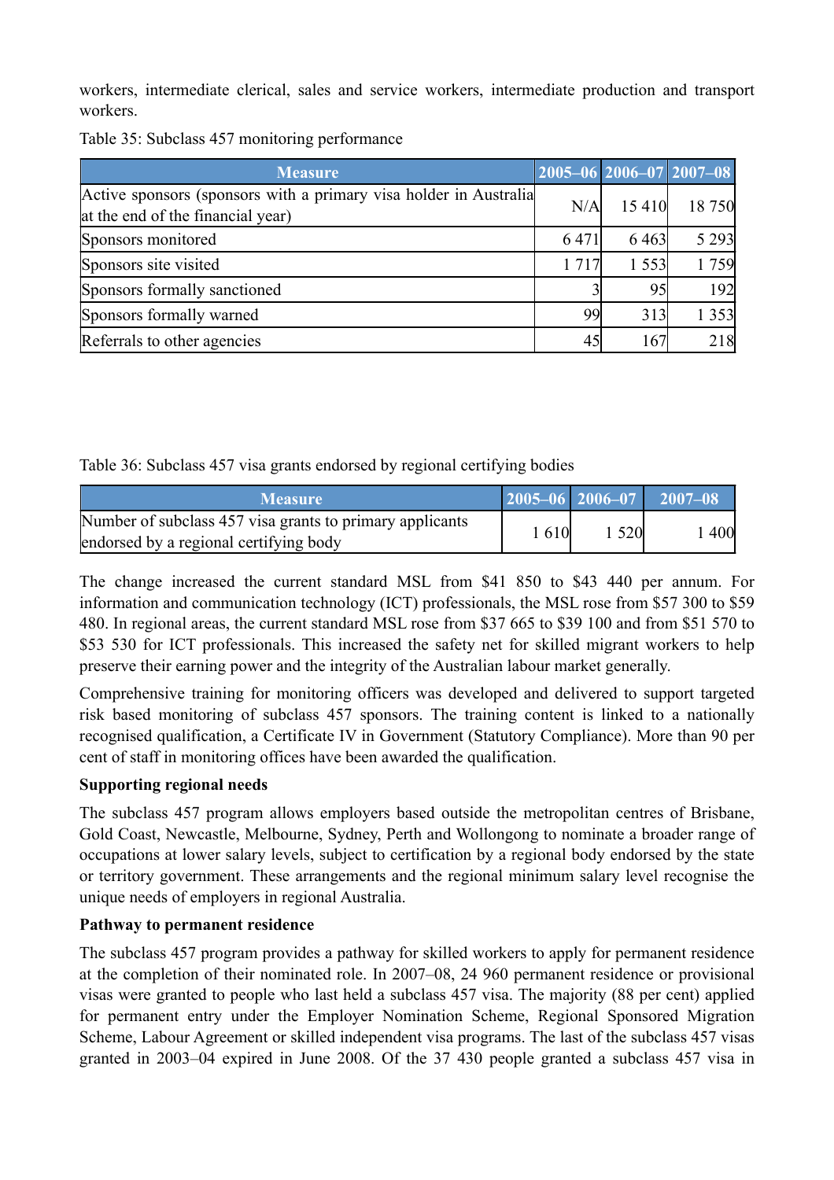workers, intermediate clerical, sales and service workers, intermediate production and transport workers.

Table 35: Subclass 457 monitoring performance

| Measure | 2005–06 | 2006–07 | 2007–08 |
|---|---|---|---|
| Active sponsors (sponsors with a primary visa holder in Australia at the end of the financial year) | N/A | 15 410 | 18 750 |
| Sponsors monitored | 6 471 | 6 463 | 5 293 |
| Sponsors site visited | 1 717 | 1 553 | 1 759 |
| Sponsors formally sanctioned | 3 | 95 | 192 |
| Sponsors formally warned | 99 | 313 | 1 353 |
| Referrals to other agencies | 45 | 167 | 218 |

Table 36: Subclass 457 visa grants endorsed by regional certifying bodies

| Measure | 2005–06 | 2006–07 | 2007–08 |
|---|---|---|---|
| Number of subclass 457 visa grants to primary applicants endorsed by a regional certifying body | 1 610 | 1 520 | 1 400 |

The change increased the current standard MSL from $41 850 to $43 440 per annum. For information and communication technology (ICT) professionals, the MSL rose from $57 300 to $59 480. In regional areas, the current standard MSL rose from $37 665 to $39 100 and from $51 570 to $53 530 for ICT professionals. This increased the safety net for skilled migrant workers to help preserve their earning power and the integrity of the Australian labour market generally.

Comprehensive training for monitoring officers was developed and delivered to support targeted risk based monitoring of subclass 457 sponsors. The training content is linked to a nationally recognised qualification, a Certificate IV in Government (Statutory Compliance). More than 90 per cent of staff in monitoring offices have been awarded the qualification.

**Supporting regional needs**

The subclass 457 program allows employers based outside the metropolitan centres of Brisbane, Gold Coast, Newcastle, Melbourne, Sydney, Perth and Wollongong to nominate a broader range of occupations at lower salary levels, subject to certification by a regional body endorsed by the state or territory government. These arrangements and the regional minimum salary level recognise the unique needs of employers in regional Australia.

**Pathway to permanent residence**

The subclass 457 program provides a pathway for skilled workers to apply for permanent residence at the completion of their nominated role. In 2007–08, 24 960 permanent residence or provisional visas were granted to people who last held a subclass 457 visa. The majority (88 per cent) applied for permanent entry under the Employer Nomination Scheme, Regional Sponsored Migration Scheme, Labour Agreement or skilled independent visa programs. The last of the subclass 457 visas granted in 2003–04 expired in June 2008. Of the 37 430 people granted a subclass 457 visa in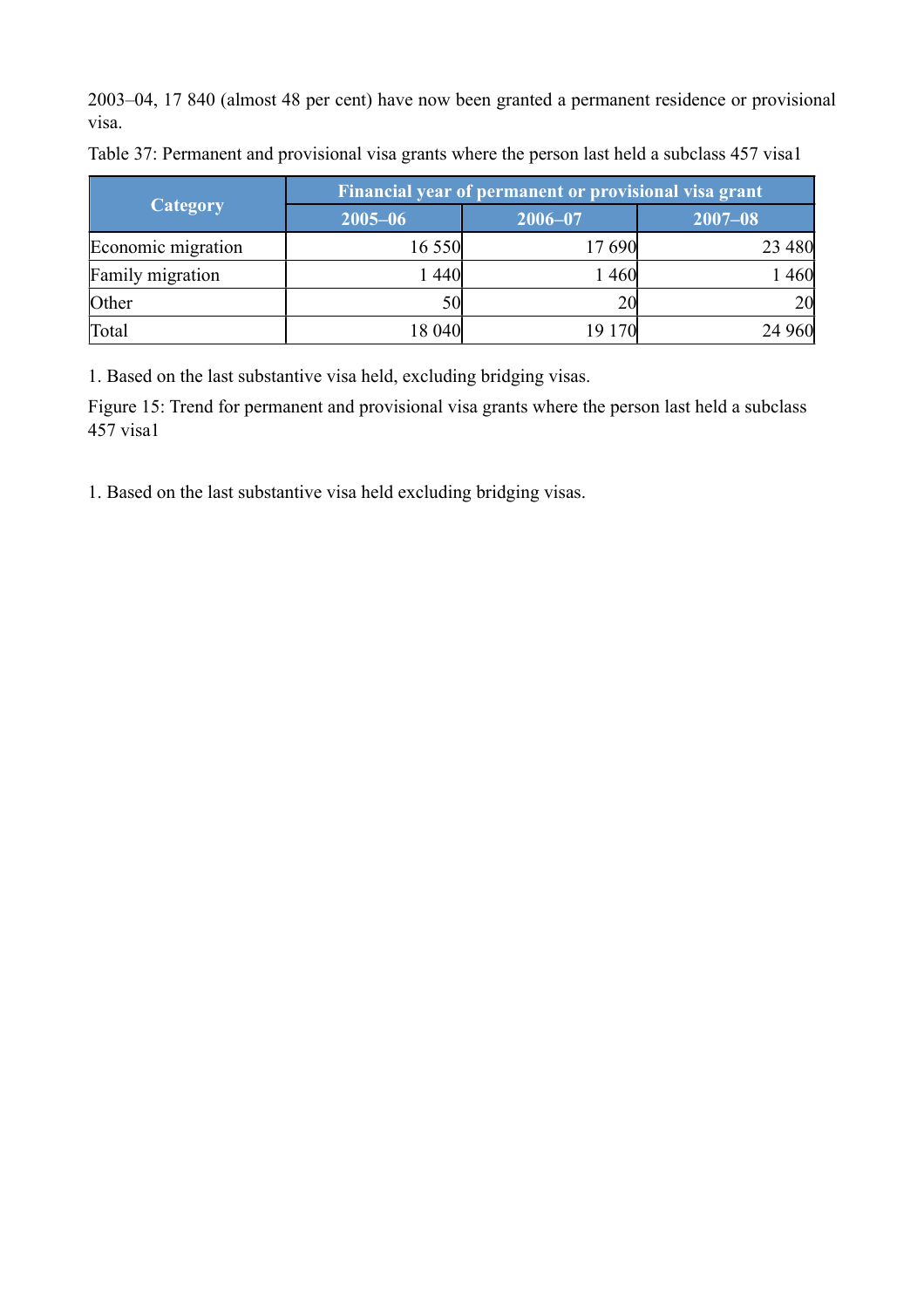2003–04, 17 840 (almost 48 per cent) have now been granted a permanent residence or provisional visa.

Table 37: Permanent and provisional visa grants where the person last held a subclass 457 visa[1]

| Category | Financial year of permanent or provisional visa grant | | |
|---|---|---|---|
| | 2005–06 | 2006–07 | 2007–08 |
| Economic migration | 16 550 | 17 690 | 23 480 |
| Family migration | 1 440 | 1 460 | 1 460 |
| Other | 50 | 20 | 20 |
| Total | 18 040 | 19 170 | 24 960 |

1. Based on the last substantive visa held, excluding bridging visas.

Figure 15: Trend for permanent and provisional visa grants where the person last held a subclass 457 visa[1]

1. Based on the last substantive visa held excluding bridging visas.